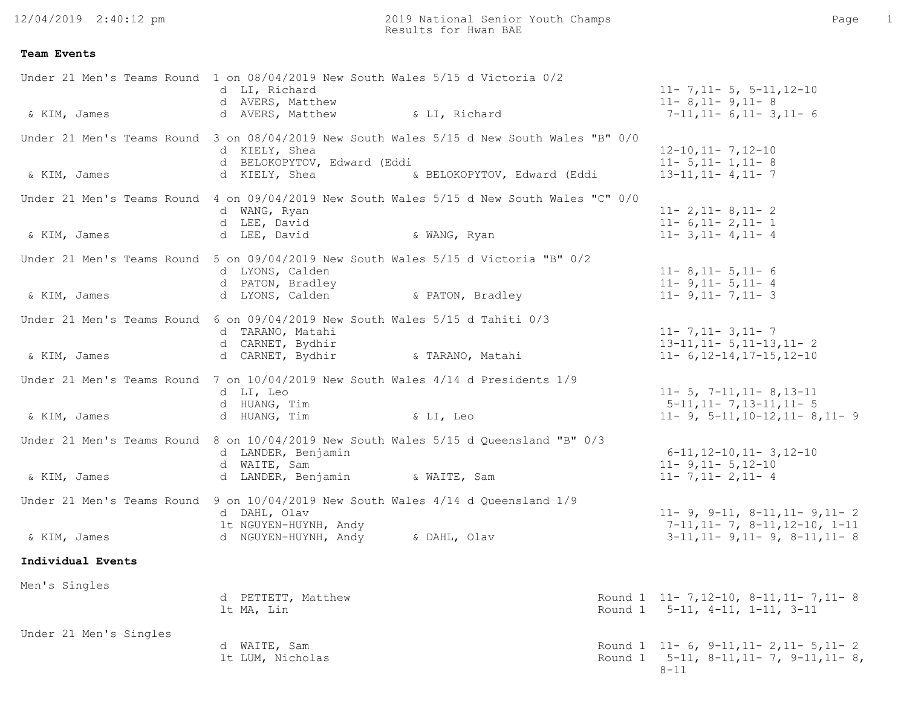2019 National Senior Youth Champs
Results for Hwan BAE

**Team Events**

| Event | Partner | Result | Opponent | Opponent Partner | Scores |
|---|---|---|---|---|---|
| Under 21 Men's Teams Round 1 on 08/04/2019 New South Wales 5/15 d Victoria 0/2 | | | | | |
| | | d | LI, Richard | | 11- 7,11- 5, 5-11,12-10 |
| | | d | AVERS, Matthew | | 11- 8,11- 9,11- 8 |
| | & KIM, James | d | AVERS, Matthew | & LI, Richard | 7-11,11- 6,11- 3,11- 6 |
| Under 21 Men's Teams Round 3 on 08/04/2019 New South Wales 5/15 d New South Wales "B" 0/0 | | | | | |
| | | d | KIELY, Shea | | 12-10,11- 7,12-10 |
| | | d | BELOKOPYTOV, Edward (Eddi | | 11- 5,11- 1,11- 8 |
| | & KIM, James | d | KIELY, Shea | & BELOKOPYTOV, Edward (Eddi | 13-11,11- 4,11- 7 |
| Under 21 Men's Teams Round 4 on 09/04/2019 New South Wales 5/15 d New South Wales "C" 0/0 | | | | | |
| | | d | WANG, Ryan | | 11- 2,11- 8,11- 2 |
| | | d | LEE, David | | 11- 6,11- 2,11- 1 |
| | & KIM, James | d | LEE, David | & WANG, Ryan | 11- 3,11- 4,11- 4 |
| Under 21 Men's Teams Round 5 on 09/04/2019 New South Wales 5/15 d Victoria "B" 0/2 | | | | | |
| | | d | LYONS, Calden | | 11- 8,11- 5,11- 6 |
| | | d | PATON, Bradley | | 11- 9,11- 5,11- 4 |
| | & KIM, James | d | LYONS, Calden | & PATON, Bradley | 11- 9,11- 7,11- 3 |
| Under 21 Men's Teams Round 6 on 09/04/2019 New South Wales 5/15 d Tahiti 0/3 | | | | | |
| | | d | TARANO, Matahi | | 11- 7,11- 3,11- 7 |
| | | d | CARNET, Bydhir | | 13-11,11- 5,11-13,11- 2 |
| | & KIM, James | d | CARNET, Bydhir | & TARANO, Matahi | 11- 6,12-14,17-15,12-10 |
| Under 21 Men's Teams Round 7 on 10/04/2019 New South Wales 4/14 d Presidents 1/9 | | | | | |
| | | d | LI, Leo | | 11- 5, 7-11,11- 8,13-11 |
| | | d | HUANG, Tim | | 5-11,11- 7,13-11,11- 5 |
| | & KIM, James | d | HUANG, Tim | & LI, Leo | 11- 9, 5-11,10-12,11- 8,11- 9 |
| Under 21 Men's Teams Round 8 on 10/04/2019 New South Wales 5/15 d Queensland "B" 0/3 | | | | | |
| | | d | LANDER, Benjamin | | 6-11,12-10,11- 3,12-10 |
| | | d | WAITE, Sam | | 11- 9,11- 5,12-10 |
| | & KIM, James | d | LANDER, Benjamin | & WAITE, Sam | 11- 7,11- 2,11- 4 |
| Under 21 Men's Teams Round 9 on 10/04/2019 New South Wales 4/14 d Queensland 1/9 | | | | | |
| | | d | DAHL, Olav | | 11- 9, 9-11, 8-11,11- 9,11- 2 |
| | | lt | NGUYEN-HUYNH, Andy | | 7-11,11- 7, 8-11,12-10, 1-11 |
| | & KIM, James | d | NGUYEN-HUYNH, Andy | & DAHL, Olav | 3-11,11- 9,11- 9, 8-11,11- 8 |

**Individual Events**

| Event | Result | Opponent | Round | Scores |
|---|---|---|---|---|
| Men's Singles | d | PETTETT, Matthew | Round 1 | 11- 7,12-10, 8-11,11- 7,11- 8 |
| | lt | MA, Lin | Round 1 | 5-11, 4-11, 1-11, 3-11 |
| Under 21 Men's Singles | d | WAITE, Sam | Round 1 | 11- 6, 9-11,11- 2,11- 5,11- 2 |
| | lt | LUM, Nicholas | Round 1 | 5-11, 8-11,11- 7, 9-11,11- 8, 8-11 |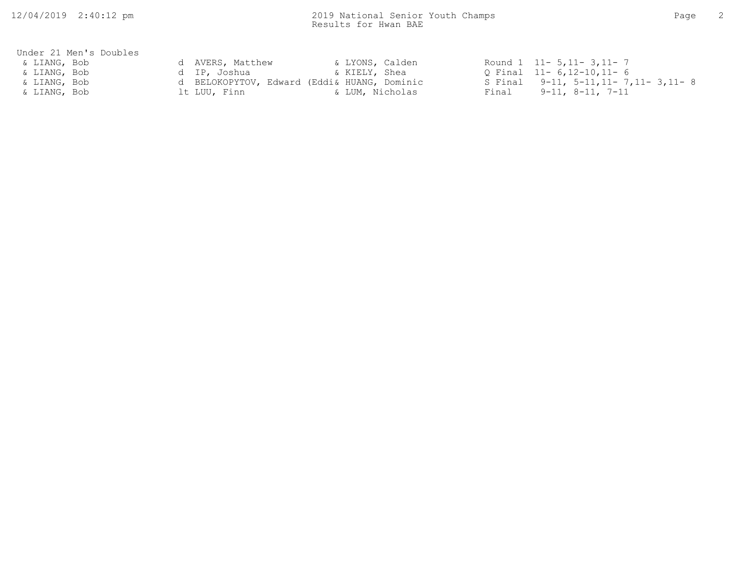Under 21 Men's Doubles

| | | | | | |
|---|---|---|---|---|---|
| & LIANG, Bob | d | AVERS, Matthew | & LYONS, Calden | Round 1 | 11- 5,11- 3,11- 7 |
| & LIANG, Bob | d | IP, Joshua | & KIELY, Shea | Q Final | 11- 6,12-10,11- 6 |
| & LIANG, Bob | d | BELOKOPYTOV, Edward (Eddi | & HUANG, Dominic | S Final | 9-11, 5-11,11- 7,11- 3,11- 8 |
| & LIANG, Bob | lt | LUU, Finn | & LUM, Nicholas | Final | 9-11, 8-11, 7-11 |